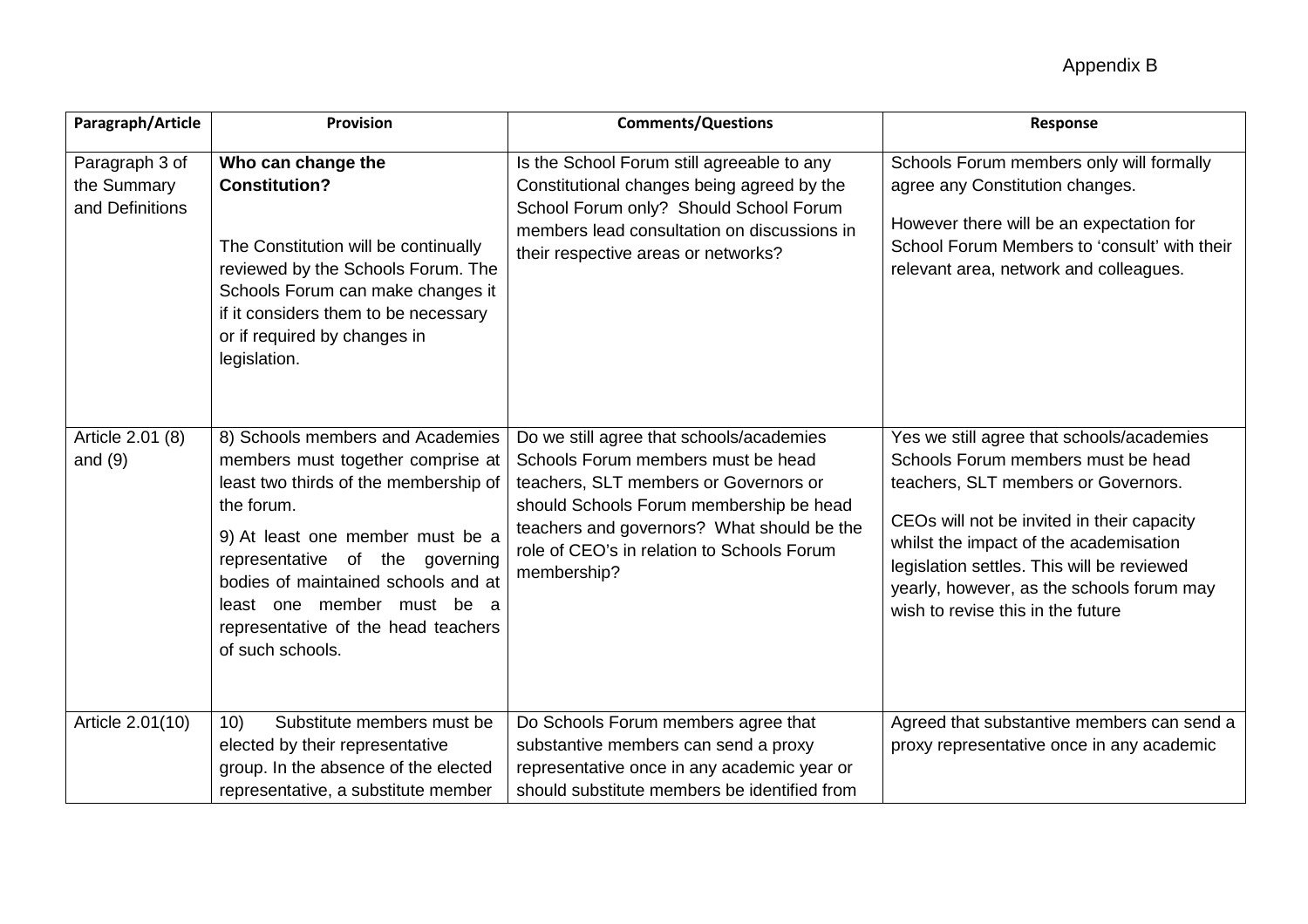Appendix B

| Paragraph/Article | Provision | Comments/Questions | Response |
|---|---|---|---|
| Paragraph 3 of the Summary and Definitions | **Who can change the Constitution?**<br><br>The Constitution will be continually reviewed by the Schools Forum. The Schools Forum can make changes it if it considers them to be necessary or if required by changes in legislation. | Is the School Forum still agreeable to any Constitutional changes being agreed by the School Forum only? Should School Forum members lead consultation on discussions in their respective areas or networks? | Schools Forum members only will formally agree any Constitution changes.<br><br>However there will be an expectation for School Forum Members to 'consult' with their relevant area, network and colleagues. |
| Article 2.01 (8) and (9) | 8) Schools members and Academies members must together comprise at least two thirds of the membership of the forum.<br><br>9) At least one member must be a representative of the governing bodies of maintained schools and at least one member must be a representative of the head teachers of such schools. | Do we still agree that schools/academies Schools Forum members must be head teachers, SLT members or Governors or should Schools Forum membership be head teachers and governors? What should be the role of CEO's in relation to Schools Forum membership? | Yes we still agree that schools/academies Schools Forum members must be head teachers, SLT members or Governors.<br><br>CEOs will not be invited in their capacity whilst the impact of the academisation legislation settles. This will be reviewed yearly, however, as the schools forum may wish to revise this in the future |
| Article 2.01(10) | 10) Substitute members must be elected by their representative group. In the absence of the elected representative, a substitute member | Do Schools Forum members agree that substantive members can send a proxy representative once in any academic year or should substitute members be identified from | Agreed that substantive members can send a proxy representative once in any academic |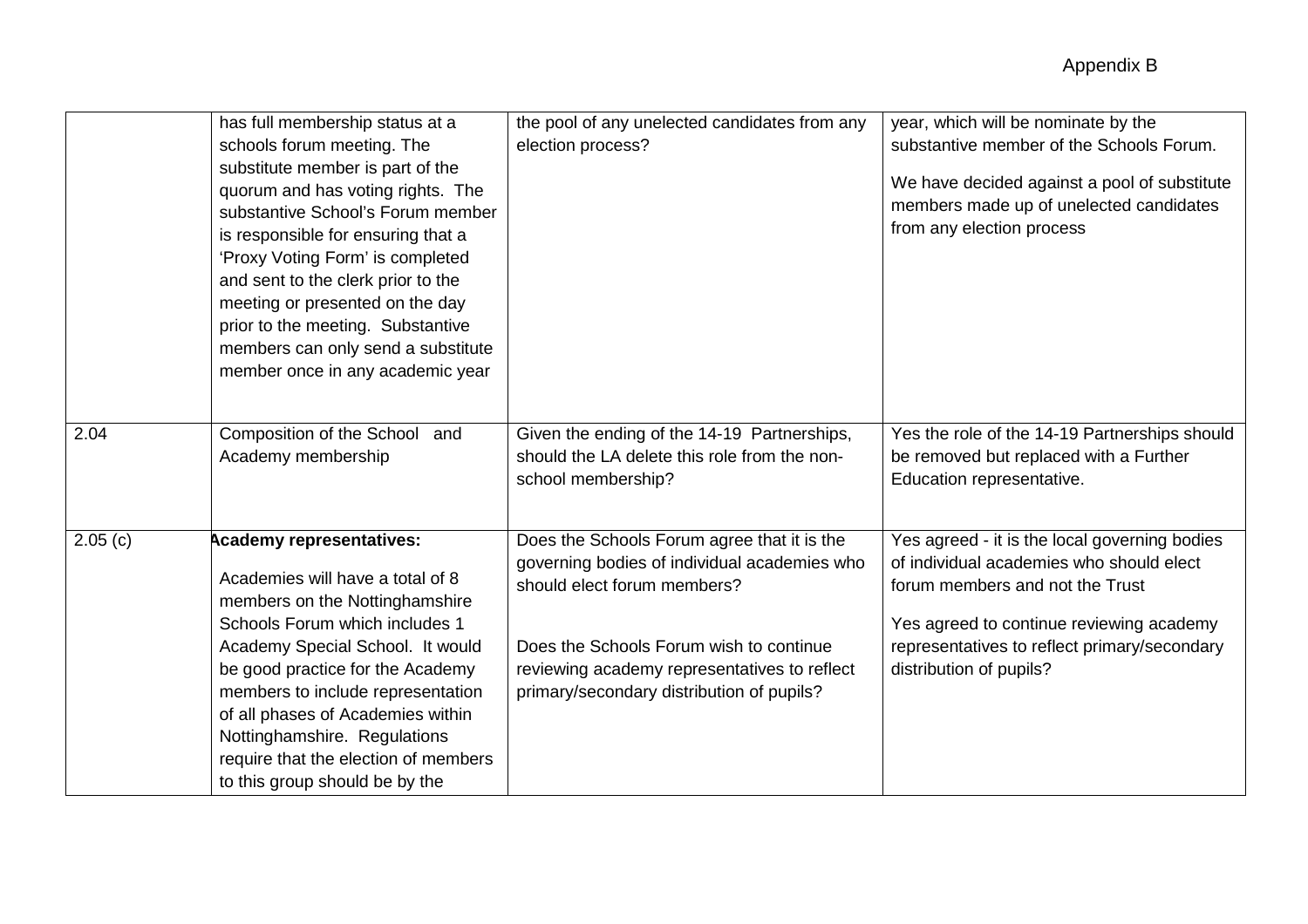Appendix B

| | | | |
|---|---|---|---|
| | has full membership status at a schools forum meeting. The substitute member is part of the quorum and has voting rights. The substantive School's Forum member is responsible for ensuring that a 'Proxy Voting Form' is completed and sent to the clerk prior to the meeting or presented on the day prior to the meeting. Substantive members can only send a substitute member once in any academic year | the pool of any unelected candidates from any election process? | year, which will be nominate by the substantive member of the Schools Forum.<br><br>We have decided against a pool of substitute members made up of unelected candidates from any election process |
| 2.04 | Composition of the School and Academy membership | Given the ending of the 14-19 Partnerships, should the LA delete this role from the non-school membership? | Yes the role of the 14-19 Partnerships should be removed but replaced with a Further Education representative. |
| 2.05 (c) | **Academy representatives:**<br><br>Academies will have a total of 8 members on the Nottinghamshire Schools Forum which includes 1 Academy Special School. It would be good practice for the Academy members to include representation of all phases of Academies within Nottinghamshire. Regulations require that the election of members to this group should be by the | Does the Schools Forum agree that it is the governing bodies of individual academies who should elect forum members?<br><br>Does the Schools Forum wish to continue reviewing academy representatives to reflect primary/secondary distribution of pupils? | Yes agreed - it is the local governing bodies of individual academies who should elect forum members and not the Trust<br><br>Yes agreed to continue reviewing academy representatives to reflect primary/secondary distribution of pupils? |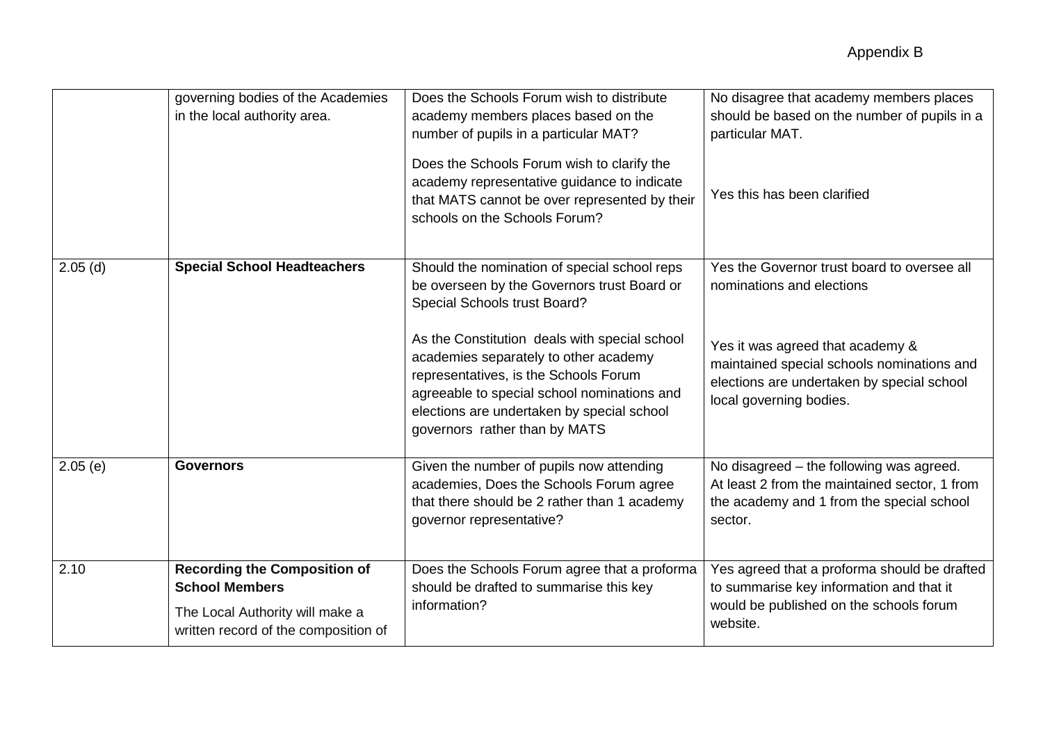Appendix B

| | | | |
|---|---|---|---|
| | governing bodies of the Academies in the local authority area. | Does the Schools Forum wish to distribute academy members places based on the number of pupils in a particular MAT?<br><br>Does the Schools Forum wish to clarify the academy representative guidance to indicate that MATS cannot be over represented by their schools on the Schools Forum? | No disagree that academy members places should be based on the number of pupils in a particular MAT.<br><br>Yes this has been clarified |
| 2.05 (d) | **Special School Headteachers** | Should the nomination of special school reps be overseen by the Governors trust Board or Special Schools trust Board?<br><br>As the Constitution deals with special school academies separately to other academy representatives, is the Schools Forum agreeable to special school nominations and elections are undertaken by special school governors rather than by MATS | Yes the Governor trust board to oversee all nominations and elections<br><br>Yes it was agreed that academy & maintained special schools nominations and elections are undertaken by special school local governing bodies. |
| 2.05 (e) | **Governors** | Given the number of pupils now attending academies, Does the Schools Forum agree that there should be 2 rather than 1 academy governor representative? | No disagreed – the following was agreed. At least 2 from the maintained sector, 1 from the academy and 1 from the special school sector. |
| 2.10 | **Recording the Composition of School Members**<br><br>The Local Authority will make a written record of the composition of | Does the Schools Forum agree that a proforma should be drafted to summarise this key information? | Yes agreed that a proforma should be drafted to summarise key information and that it would be published on the schools forum website. |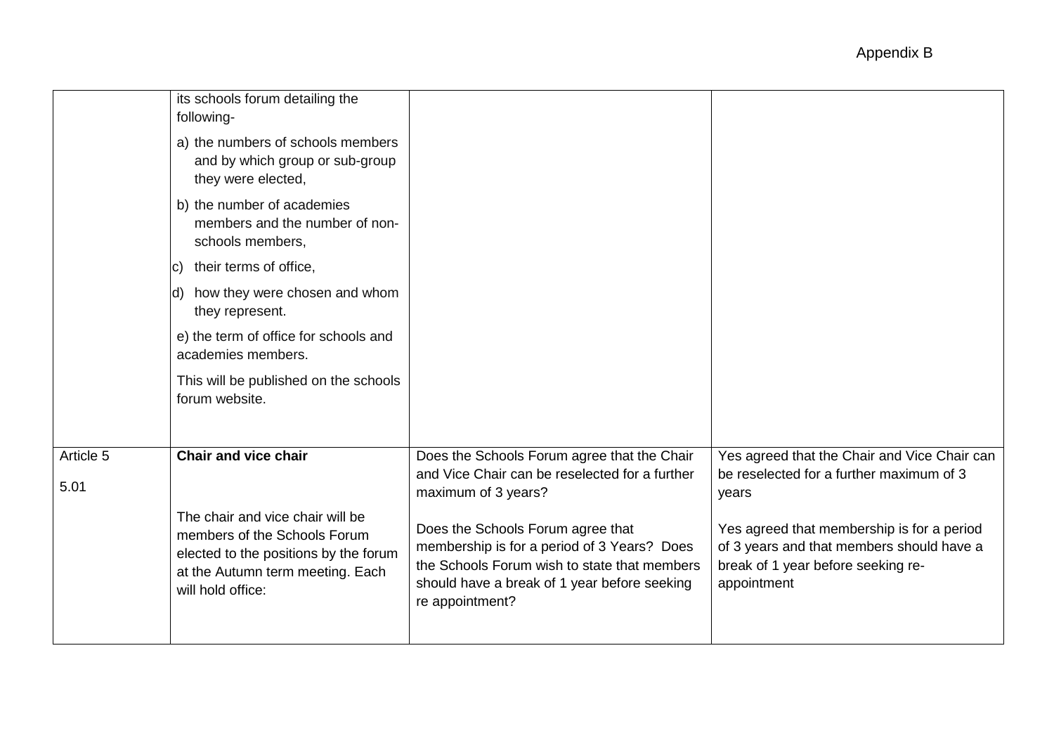| | | | |
|---|---|---|---|
| | its schools forum detailing the following-<br><br>a) the numbers of schools members and by which group or sub-group they were elected,<br><br>b) the number of academies members and the number of non-schools members,<br><br>c) their terms of office,<br><br>d) how they were chosen and whom they represent.<br><br>e) the term of office for schools and academies members.<br><br>This will be published on the schools forum website. | | |
| Article 5<br><br>5.01 | **Chair and vice chair**<br><br>The chair and vice chair will be members of the Schools Forum elected to the positions by the forum at the Autumn term meeting. Each will hold office: | Does the Schools Forum agree that the Chair and Vice Chair can be reselected for a further maximum of 3 years?<br><br>Does the Schools Forum agree that membership is for a period of 3 Years? Does the Schools Forum wish to state that members should have a break of 1 year before seeking re appointment? | Yes agreed that the Chair and Vice Chair can be reselected for a further maximum of 3 years<br><br>Yes agreed that membership is for a period of 3 years and that members should have a break of 1 year before seeking re-appointment |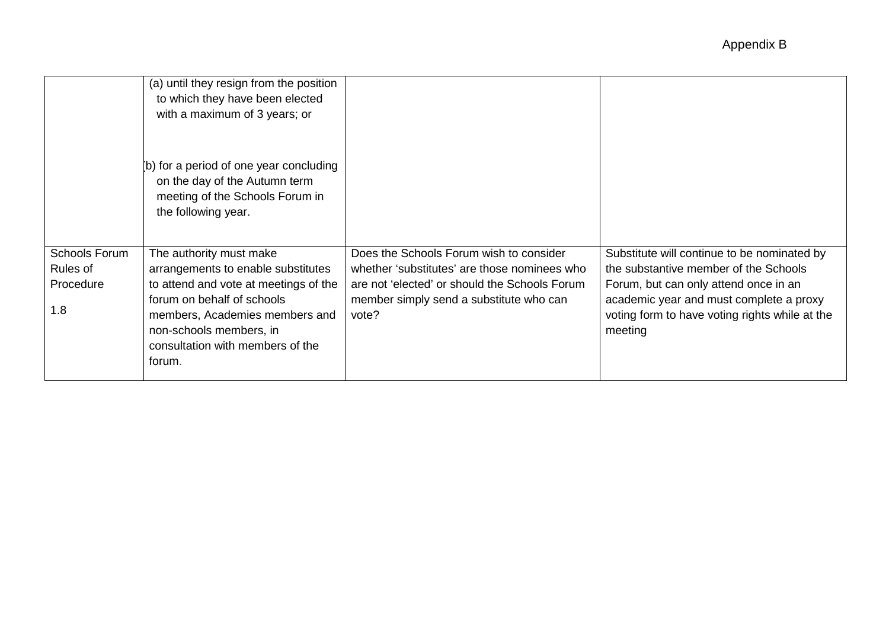Appendix B

| | | | |
|---|---|---|---|
| | (a) until they resign from the position to which they have been elected with a maximum of 3 years; or<br><br>(b) for a period of one year concluding on the day of the Autumn term meeting of the Schools Forum in the following year. | | |
| Schools Forum Rules of Procedure<br><br>1.8 | The authority must make arrangements to enable substitutes to attend and vote at meetings of the forum on behalf of schools members, Academies members and non-schools members, in consultation with members of the forum. | Does the Schools Forum wish to consider whether 'substitutes' are those nominees who are not 'elected' or should the Schools Forum member simply send a substitute who can vote? | Substitute will continue to be nominated by the substantive member of the Schools Forum, but can only attend once in an academic year and must complete a proxy voting form to have voting rights while at the meeting |